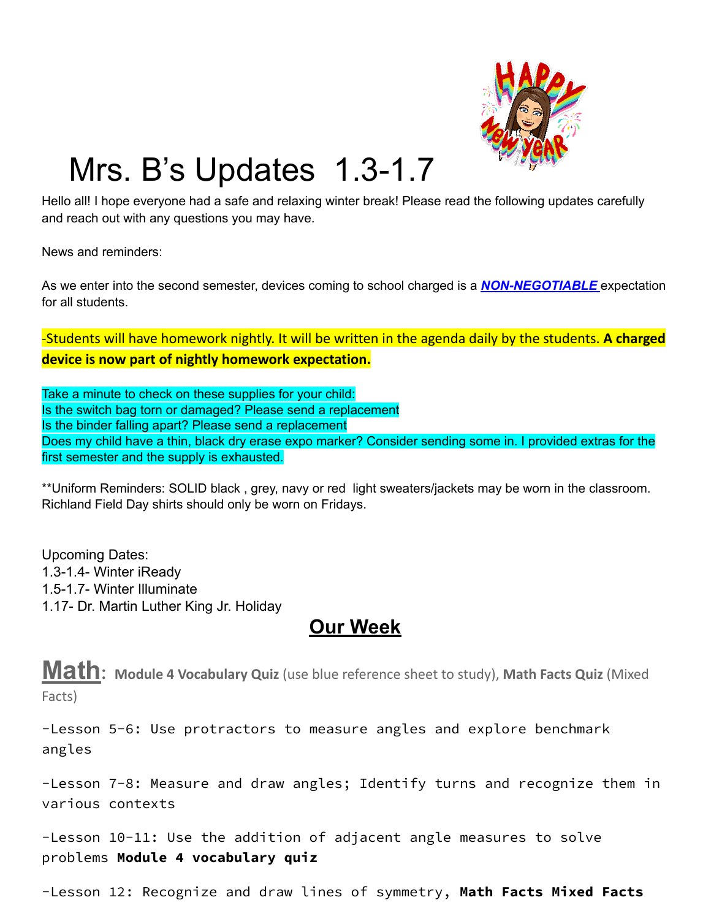# Mrs. B's Updates 1.3-1.7

Hello all! I hope everyone had a safe and relaxing winter break! Please read the following updates carefully and reach out with any questions you may have.

News and reminders:

As we enter into the second semester, devices coming to school charged is a ***NON-NEGOTIABLE*** expectation for all students.

-Students will have homework nightly. It will be written in the agenda daily by the students. **A charged device is now part of nightly homework expectation.**

Take a minute to check on these supplies for your child:
Is the switch bag torn or damaged? Please send a replacement
Is the binder falling apart? Please send a replacement
Does my child have a thin, black dry erase expo marker? Consider sending some in. I provided extras for the first semester and the supply is exhausted.

**Uniform Reminders: SOLID black , grey, navy or red light sweaters/jackets may be worn in the classroom. Richland Field Day shirts should only be worn on Fridays.

Upcoming Dates:
1.3-1.4- Winter iReady
1.5-1.7- Winter Illuminate
1.17- Dr. Martin Luther King Jr. Holiday

## Our Week

**Math**: **Module 4 Vocabulary Quiz** (use blue reference sheet to study), **Math Facts Quiz** (Mixed Facts)

-Lesson 5-6: Use protractors to measure angles and explore benchmark angles

-Lesson 7-8: Measure and draw angles; Identify turns and recognize them in various contexts

-Lesson 10-11: Use the addition of adjacent angle measures to solve problems **Module 4 vocabulary quiz**

-Lesson 12: Recognize and draw lines of symmetry, **Math Facts Mixed Facts**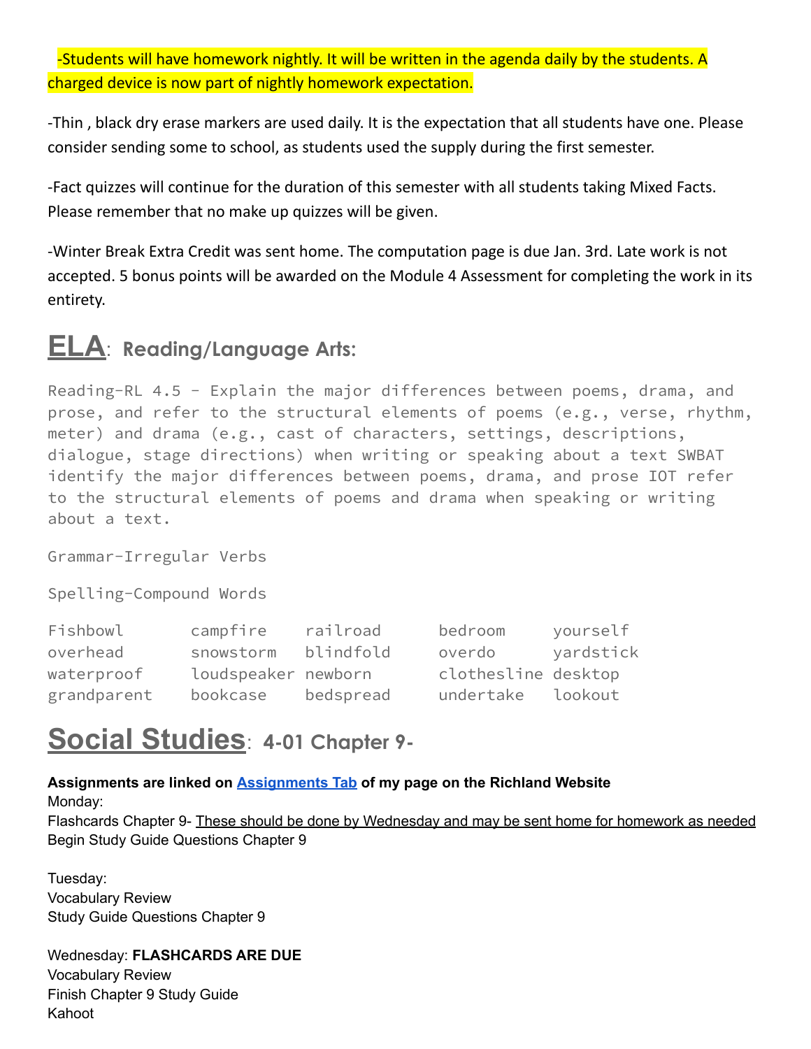-Students will have homework nightly. It will be written in the agenda daily by the students. A charged device is now part of nightly homework expectation.

-Thin , black dry erase markers are used daily. It is the expectation that all students have one. Please consider sending some to school, as students used the supply during the first semester.

-Fact quizzes will continue for the duration of this semester with all students taking Mixed Facts. Please remember that no make up quizzes will be given.

-Winter Break Extra Credit was sent home. The computation page is due Jan. 3rd. Late work is not accepted. 5 bonus points will be awarded on the Module 4 Assessment for completing the work in its entirety.

## ELA: Reading/Language Arts:

Reading-RL 4.5 - Explain the major differences between poems, drama, and prose, and refer to the structural elements of poems (e.g., verse, rhythm, meter) and drama (e.g., cast of characters, settings, descriptions, dialogue, stage directions) when writing or speaking about a text SWBAT identify the major differences between poems, drama, and prose IOT refer to the structural elements of poems and drama when speaking or writing about a text.

Grammar-Irregular Verbs

Spelling-Compound Words

| | | | | |
|---|---|---|---|---|
| Fishbowl | campfire | railroad | bedroom | yourself |
| overhead | snowstorm | blindfold | overdo | yardstick |
| waterproof | loudspeaker | newborn | clothesline | desktop |
| grandparent | bookcase | bedspread | undertake | lookout |

## Social Studies: 4-01 Chapter 9-

**Assignments are linked on Assignments Tab of my page on the Richland Website**

Monday:
Flashcards Chapter 9- These should be done by Wednesday and may be sent home for homework as needed
Begin Study Guide Questions Chapter 9

Tuesday:
Vocabulary Review
Study Guide Questions Chapter 9

Wednesday: **FLASHCARDS ARE DUE**
Vocabulary Review
Finish Chapter 9 Study Guide
Kahoot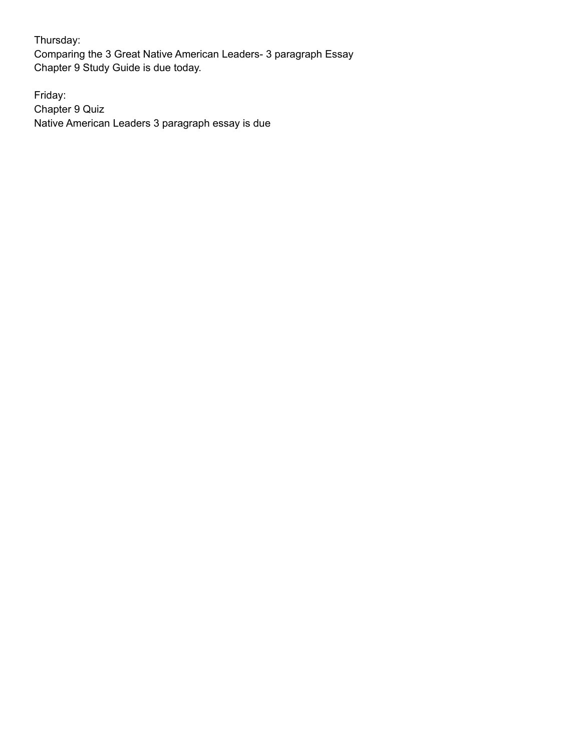Thursday:
Comparing the 3 Great Native American Leaders- 3 paragraph Essay
Chapter 9 Study Guide is due today.

Friday:
Chapter 9 Quiz
Native American Leaders 3 paragraph essay is due